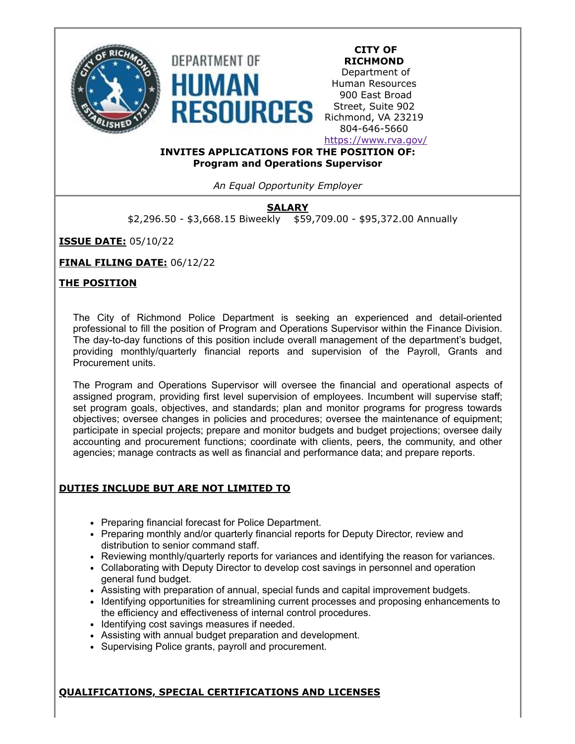**CITY OF RICHMOND**
Department of Human Resources
900 East Broad Street, Suite 902
Richmond, VA 23219
804-646-5660
https://www.rva.gov/

**INVITES APPLICATIONS FOR THE POSITION OF:**
**Program and Operations Supervisor**

*An Equal Opportunity Employer*

## SALARY

$2,296.50 - $3,668.15 Biweekly    $59,709.00 - $95,372.00 Annually

**ISSUE DATE:** 05/10/22

**FINAL FILING DATE:** 06/12/22

## THE POSITION

The City of Richmond Police Department is seeking an experienced and detail-oriented professional to fill the position of Program and Operations Supervisor within the Finance Division. The day-to-day functions of this position include overall management of the department's budget, providing monthly/quarterly financial reports and supervision of the Payroll, Grants and Procurement units.

The Program and Operations Supervisor will oversee the financial and operational aspects of assigned program, providing first level supervision of employees. Incumbent will supervise staff; set program goals, objectives, and standards; plan and monitor programs for progress towards objectives; oversee changes in policies and procedures; oversee the maintenance of equipment; participate in special projects; prepare and monitor budgets and budget projections; oversee daily accounting and procurement functions; coordinate with clients, peers, the community, and other agencies; manage contracts as well as financial and performance data; and prepare reports.

## DUTIES INCLUDE BUT ARE NOT LIMITED TO

- Preparing financial forecast for Police Department.
- Preparing monthly and/or quarterly financial reports for Deputy Director, review and distribution to senior command staff.
- Reviewing monthly/quarterly reports for variances and identifying the reason for variances.
- Collaborating with Deputy Director to develop cost savings in personnel and operation general fund budget.
- Assisting with preparation of annual, special funds and capital improvement budgets.
- Identifying opportunities for streamlining current processes and proposing enhancements to the efficiency and effectiveness of internal control procedures.
- Identifying cost savings measures if needed.
- Assisting with annual budget preparation and development.
- Supervising Police grants, payroll and procurement.

## QUALIFICATIONS, SPECIAL CERTIFICATIONS AND LICENSES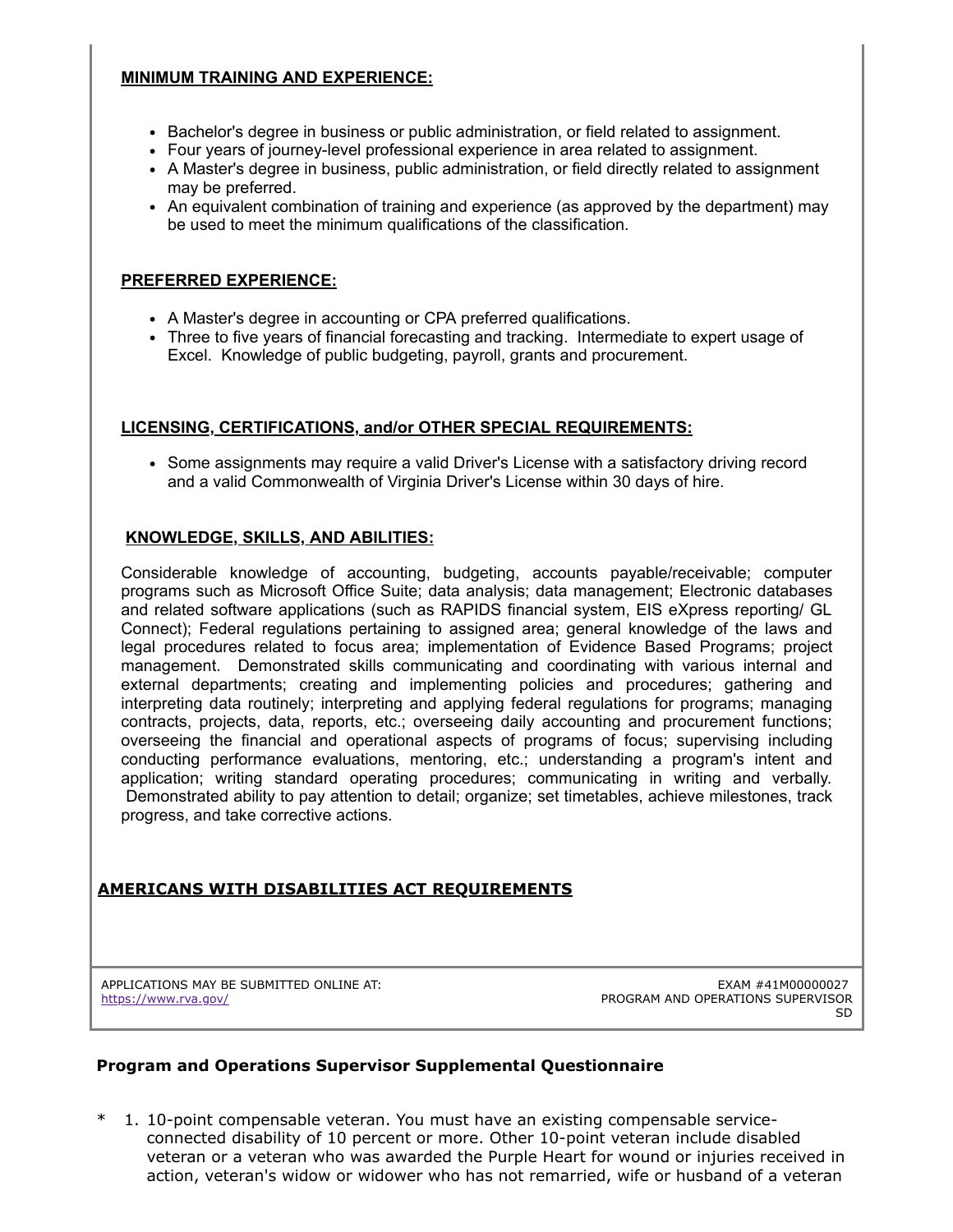**MINIMUM TRAINING AND EXPERIENCE:**

- Bachelor's degree in business or public administration, or field related to assignment.
- Four years of journey-level professional experience in area related to assignment.
- A Master's degree in business, public administration, or field directly related to assignment may be preferred.
- An equivalent combination of training and experience (as approved by the department) may be used to meet the minimum qualifications of the classification.

**PREFERRED EXPERIENCE:**

- A Master's degree in accounting or CPA preferred qualifications.
- Three to five years of financial forecasting and tracking. Intermediate to expert usage of Excel. Knowledge of public budgeting, payroll, grants and procurement.

**LICENSING, CERTIFICATIONS, and/or OTHER SPECIAL REQUIREMENTS:**

- Some assignments may require a valid Driver's License with a satisfactory driving record and a valid Commonwealth of Virginia Driver's License within 30 days of hire.

**KNOWLEDGE, SKILLS, AND ABILITIES:**

Considerable knowledge of accounting, budgeting, accounts payable/receivable; computer programs such as Microsoft Office Suite; data analysis; data management; Electronic databases and related software applications (such as RAPIDS financial system, EIS eXpress reporting/ GL Connect); Federal regulations pertaining to assigned area; general knowledge of the laws and legal procedures related to focus area; implementation of Evidence Based Programs; project management. Demonstrated skills communicating and coordinating with various internal and external departments; creating and implementing policies and procedures; gathering and interpreting data routinely; interpreting and applying federal regulations for programs; managing contracts, projects, data, reports, etc.; overseeing daily accounting and procurement functions; overseeing the financial and operational aspects of programs of focus; supervising including conducting performance evaluations, mentoring, etc.; understanding a program's intent and application; writing standard operating procedures; communicating in writing and verbally. Demonstrated ability to pay attention to detail; organize; set timetables, achieve milestones, track progress, and take corrective actions.

**AMERICANS WITH DISABILITIES ACT REQUIREMENTS**

APPLICATIONS MAY BE SUBMITTED ONLINE AT: https://www.rva.gov/

EXAM #41M00000027
PROGRAM AND OPERATIONS SUPERVISOR
SD

**Program and Operations Supervisor Supplemental Questionnaire**

\* 1. 10-point compensable veteran. You must have an existing compensable service-connected disability of 10 percent or more. Other 10-point veteran include disabled veteran or a veteran who was awarded the Purple Heart for wound or injuries received in action, veteran's widow or widower who has not remarried, wife or husband of a veteran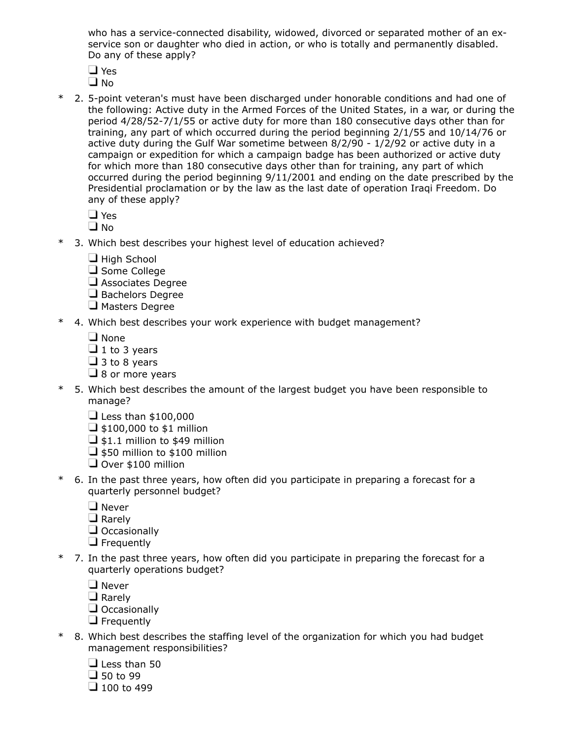who has a service-connected disability, widowed, divorced or separated mother of an ex-service son or daughter who died in action, or who is totally and permanently disabled. Do any of these apply?

- ❑ Yes
- ❑ No

\* 2. 5-point veteran's must have been discharged under honorable conditions and had one of the following: Active duty in the Armed Forces of the United States, in a war, or during the period 4/28/52-7/1/55 or active duty for more than 180 consecutive days other than for training, any part of which occurred during the period beginning 2/1/55 and 10/14/76 or active duty during the Gulf War sometime between 8/2/90 - 1/2/92 or active duty in a campaign or expedition for which a campaign badge has been authorized or active duty for which more than 180 consecutive days other than for training, any part of which occurred during the period beginning 9/11/2001 and ending on the date prescribed by the Presidential proclamation or by the law as the last date of operation Iraqi Freedom. Do any of these apply?

- ❑ Yes
- ❑ No

\* 3. Which best describes your highest level of education achieved?

- ❑ High School
- ❑ Some College
- ❑ Associates Degree
- ❑ Bachelors Degree
- ❑ Masters Degree

\* 4. Which best describes your work experience with budget management?

- ❑ None
- ❑ 1 to 3 years
- ❑ 3 to 8 years
- ❑ 8 or more years

\* 5. Which best describes the amount of the largest budget you have been responsible to manage?

- ❑ Less than $100,000
- ❑ $100,000 to $1 million
- ❑ $1.1 million to $49 million
- ❑ $50 million to $100 million
- ❑ Over $100 million

\* 6. In the past three years, how often did you participate in preparing a forecast for a quarterly personnel budget?

- ❑ Never
- ❑ Rarely
- ❑ Occasionally
- ❑ Frequently

\* 7. In the past three years, how often did you participate in preparing the forecast for a quarterly operations budget?

- ❑ Never
- ❑ Rarely
- ❑ Occasionally
- ❑ Frequently

\* 8. Which best describes the staffing level of the organization for which you had budget management responsibilities?

- ❑ Less than 50
- ❑ 50 to 99
- ❑ 100 to 499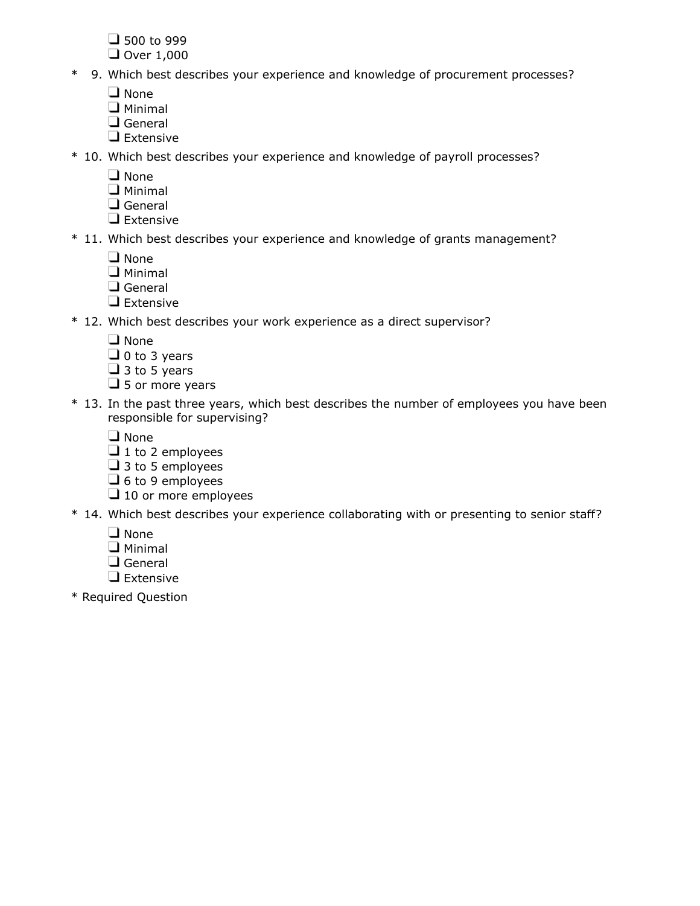- ❑ 500 to 999
- ❑ Over 1,000

\* 9. Which best describes your experience and knowledge of procurement processes?

- ❑ None
- ❑ Minimal
- ❑ General
- ❑ Extensive

\* 10. Which best describes your experience and knowledge of payroll processes?

- ❑ None
- ❑ Minimal
- ❑ General
- ❑ Extensive

\* 11. Which best describes your experience and knowledge of grants management?

- ❑ None
- ❑ Minimal
- ❑ General
- ❑ Extensive

\* 12. Which best describes your work experience as a direct supervisor?

- ❑ None
- ❑ 0 to 3 years
- ❑ 3 to 5 years
- ❑ 5 or more years

\* 13. In the past three years, which best describes the number of employees you have been responsible for supervising?

- ❑ None
- ❑ 1 to 2 employees
- ❑ 3 to 5 employees
- ❑ 6 to 9 employees
- ❑ 10 or more employees

\* 14. Which best describes your experience collaborating with or presenting to senior staff?

- ❑ None
- ❑ Minimal
- ❑ General
- ❑ Extensive

\* Required Question